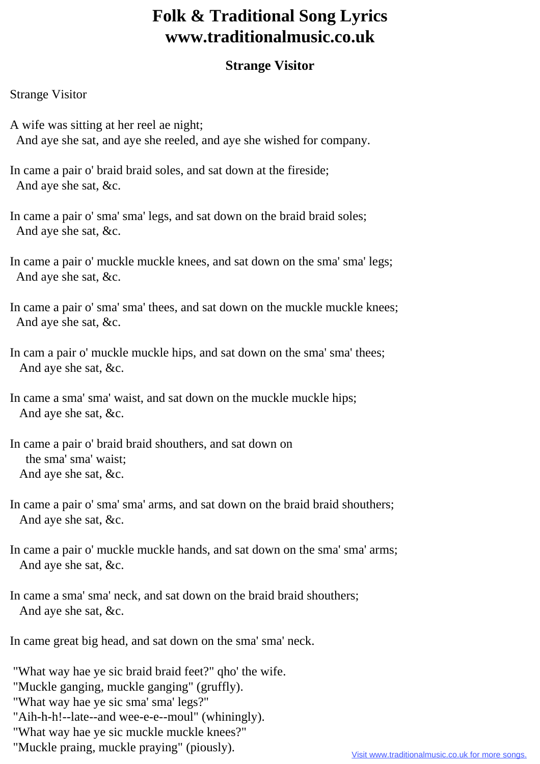# Folk & Traditional Song Lyrics www.traditionalmusic.co.uk

## Strange Visitor

Strange Visitor

A wife was sitting at her reel ae night;
And aye she sat, and aye she reeled, and aye she wished for company.

In came a pair o' braid braid soles, and sat down at the fireside;
And aye she sat, &c.

In came a pair o' sma' sma' legs, and sat down on the braid braid soles;
And aye she sat, &c.

In came a pair o' muckle muckle knees, and sat down on the sma' sma' legs;
And aye she sat, &c.

In came a pair o' sma' sma' thees, and sat down on the muckle muckle knees;
And aye she sat, &c.

In cam a pair o' muckle muckle hips, and sat down on the sma' sma' thees;
And aye she sat, &c.

In came a sma' sma' waist, and sat down on the muckle muckle hips;
And aye she sat, &c.

In came a pair o' braid braid shouthers, and sat down on
the sma' sma' waist;
And aye she sat, &c.

In came a pair o' sma' sma' arms, and sat down on the braid braid shouthers;
And aye she sat, &c.

In came a pair o' muckle muckle hands, and sat down on the sma' sma' arms;
And aye she sat, &c.

In came a sma' sma' neck, and sat down on the braid braid shouthers;
And aye she sat, &c.

In came great big head, and sat down on the sma' sma' neck.

"What way hae ye sic braid braid feet?" qho' the wife.
"Muckle ganging, muckle ganging" (gruffly).
"What way hae ye sic sma' sma' legs?"
"Aih-h-h!--late--and wee-e-e--moul" (whiningly).
"What way hae ye sic muckle muckle knees?"
"Muckle praing, muckle praying" (piously).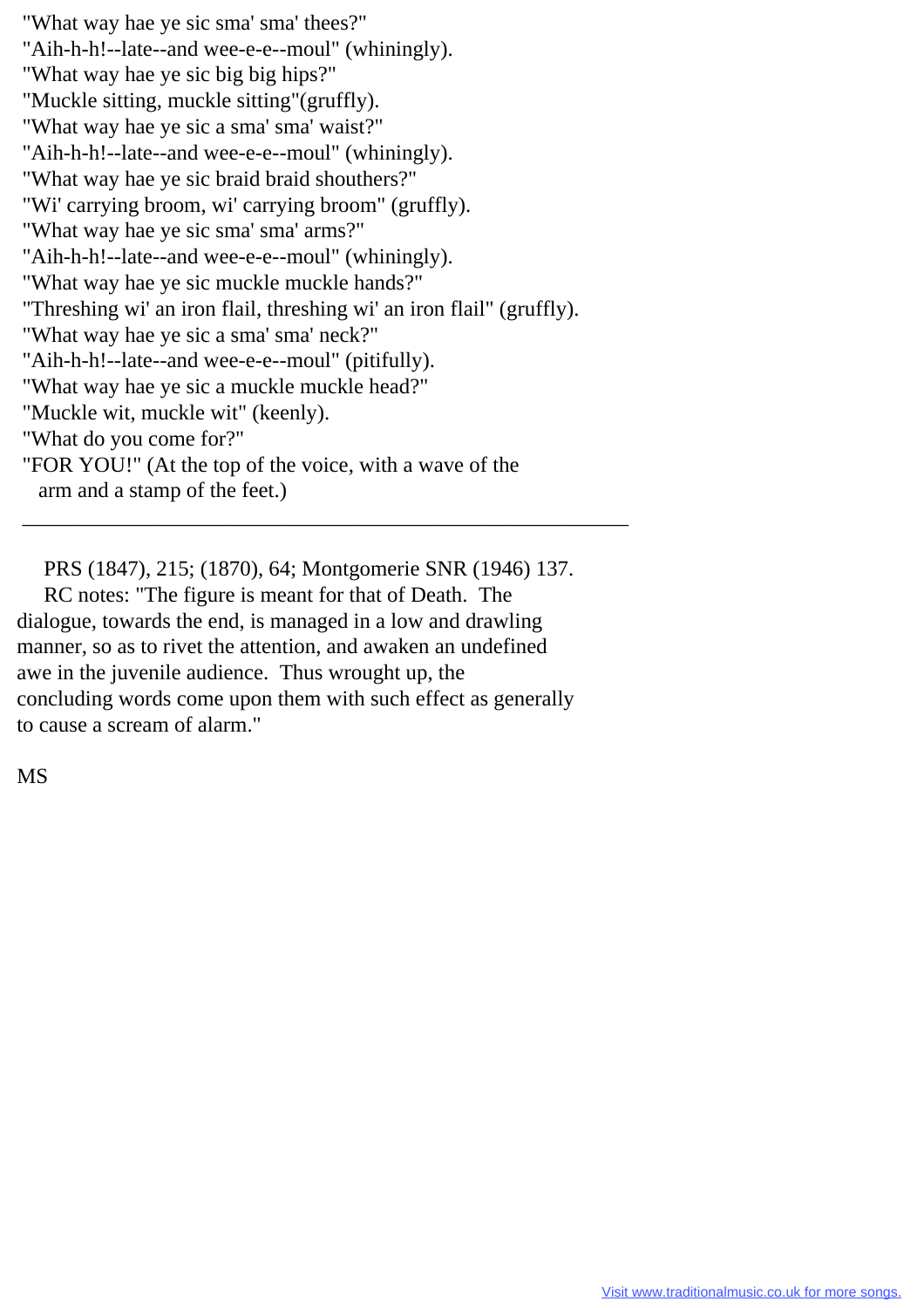"What way hae ye sic sma' sma' thees?"
"Aih-h-h!--late--and wee-e-e--moul" (whiningly).
"What way hae ye sic big big hips?"
"Muckle sitting, muckle sitting"(gruffly).
"What way hae ye sic a sma' sma' waist?"
"Aih-h-h!--late--and wee-e-e--moul" (whiningly).
"What way hae ye sic braid braid shouthers?"
"Wi' carrying broom, wi' carrying broom" (gruffly).
"What way hae ye sic sma' sma' arms?"
"Aih-h-h!--late--and wee-e-e--moul" (whiningly).
"What way hae ye sic muckle muckle hands?"
"Threshing wi' an iron flail, threshing wi' an iron flail" (gruffly).
"What way hae ye sic a sma' sma' neck?"
"Aih-h-h!--late--and wee-e-e--moul" (pitifully).
"What way hae ye sic a muckle muckle head?"
"Muckle wit, muckle wit" (keenly).
"What do you come for?"
"FOR YOU!" (At the top of the voice, with a wave of the arm and a stamp of the feet.)

---

PRS (1847), 215; (1870), 64; Montgomerie SNR (1946) 137.
RC notes: "The figure is meant for that of Death. The dialogue, towards the end, is managed in a low and drawling manner, so as to rivet the attention, and awaken an undefined awe in the juvenile audience. Thus wrought up, the concluding words come upon them with such effect as generally to cause a scream of alarm."

MS